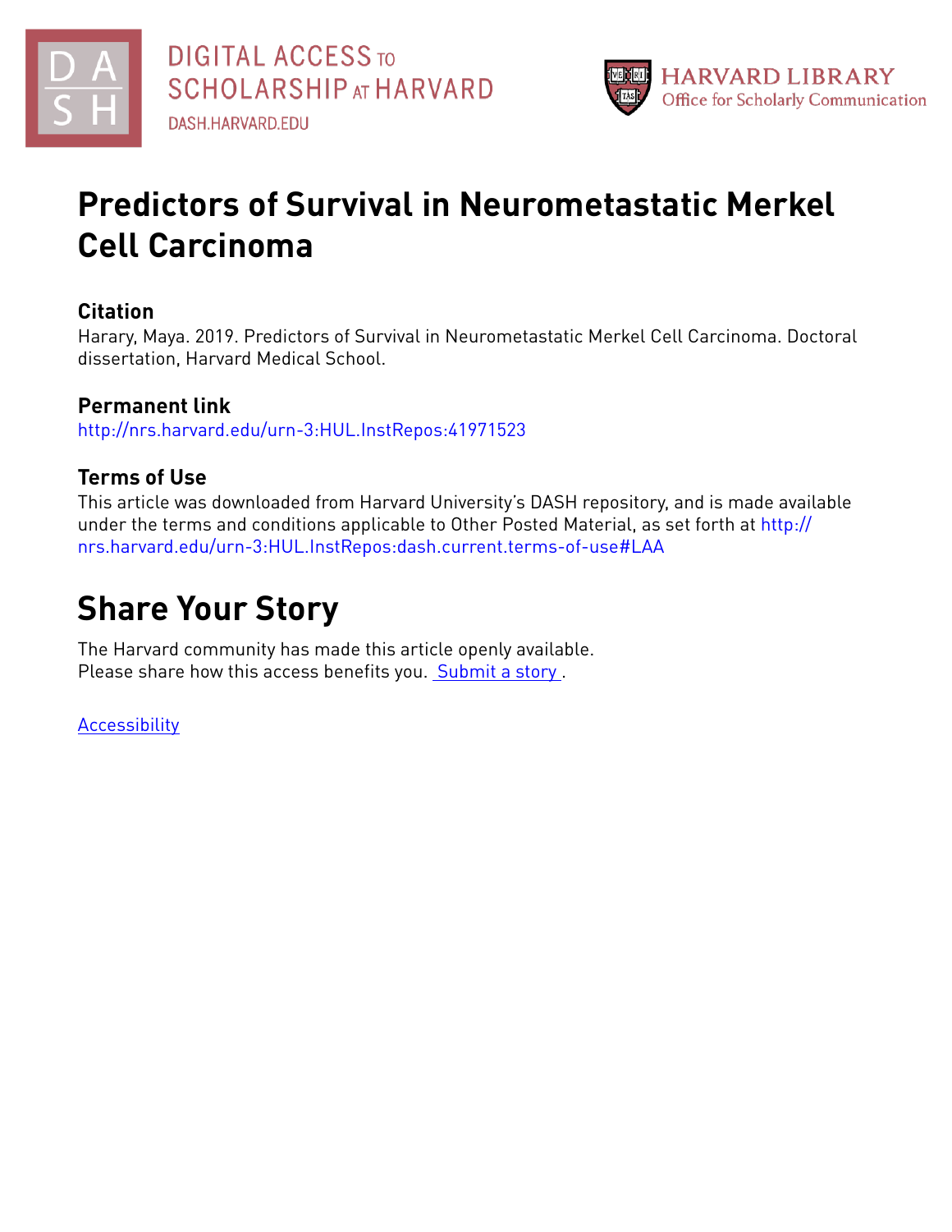DIGITAL ACCESS TO SCHOLARSHIP AT HARVARD
DASH.HARVARD.EDU

HARVARD LIBRARY
Office for Scholarly Communication

# Predictors of Survival in Neurometastatic Merkel Cell Carcinoma

## Citation

Harary, Maya. 2019. Predictors of Survival in Neurometastatic Merkel Cell Carcinoma. Doctoral dissertation, Harvard Medical School.

## Permanent link

http://nrs.harvard.edu/urn-3:HUL.InstRepos:41971523

## Terms of Use

This article was downloaded from Harvard University's DASH repository, and is made available under the terms and conditions applicable to Other Posted Material, as set forth at http://nrs.harvard.edu/urn-3:HUL.InstRepos:dash.current.terms-of-use#LAA

# Share Your Story

The Harvard community has made this article openly available.
Please share how this access benefits you. Submit a story .

Accessibility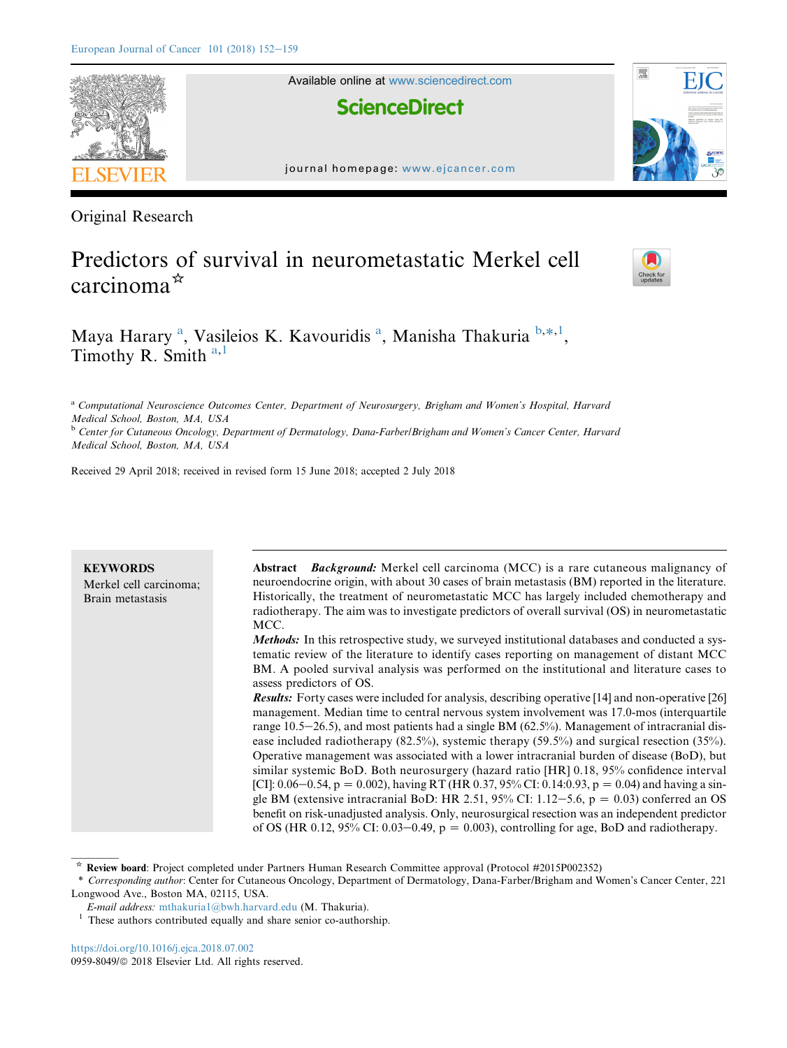Original Research

# Predictors of survival in neurometastatic Merkel cell carcinoma[☆]

Maya Harary [a], Vasileios K. Kavouridis [a], Manisha Thakuria [b,*,1], Timothy R. Smith [a,1]

[a] Computational Neuroscience Outcomes Center, Department of Neurosurgery, Brigham and Women's Hospital, Harvard Medical School, Boston, MA, USA

[b] Center for Cutaneous Oncology, Department of Dermatology, Dana-Farber/Brigham and Women's Cancer Center, Harvard Medical School, Boston, MA, USA

Received 29 April 2018; received in revised form 15 June 2018; accepted 2 July 2018

**KEYWORDS**
Merkel cell carcinoma;
Brain metastasis

**Abstract** ***Background:*** Merkel cell carcinoma (MCC) is a rare cutaneous malignancy of neuroendocrine origin, with about 30 cases of brain metastasis (BM) reported in the literature. Historically, the treatment of neurometastatic MCC has largely included chemotherapy and radiotherapy. The aim was to investigate predictors of overall survival (OS) in neurometastatic MCC.

***Methods:*** In this retrospective study, we surveyed institutional databases and conducted a systematic review of the literature to identify cases reporting on management of distant MCC BM. A pooled survival analysis was performed on the institutional and literature cases to assess predictors of OS.

***Results:*** Forty cases were included for analysis, describing operative [14] and non-operative [26] management. Median time to central nervous system involvement was 17.0-mos (interquartile range 10.5–26.5), and most patients had a single BM (62.5%). Management of intracranial disease included radiotherapy (82.5%), systemic therapy (59.5%) and surgical resection (35%). Operative management was associated with a lower intracranial burden of disease (BoD), but similar systemic BoD. Both neurosurgery (hazard ratio [HR] 0.18, 95% confidence interval [CI]: 0.06–0.54, p = 0.002), having RT (HR 0.37, 95% CI: 0.14:0.93, p = 0.04) and having a single BM (extensive intracranial BoD: HR 2.51, 95% CI: 1.12–5.6, p = 0.03) conferred an OS benefit on risk-unadjusted analysis. Only, neurosurgical resection was an independent predictor of OS (HR 0.12, 95% CI: 0.03–0.49, p = 0.003), controlling for age, BoD and radiotherapy.

☆ **Review board**: Project completed under Partners Human Research Committee approval (Protocol #2015P002352)

\* *Corresponding author*: Center for Cutaneous Oncology, Department of Dermatology, Dana-Farber/Brigham and Women's Cancer Center, 221 Longwood Ave., Boston MA, 02115, USA.

*E-mail address:* mthakuria1@bwh.harvard.edu (M. Thakuria).

[1] These authors contributed equally and share senior co-authorship.

https://doi.org/10.1016/j.ejca.2018.07.002
0959-8049/© 2018 Elsevier Ltd. All rights reserved.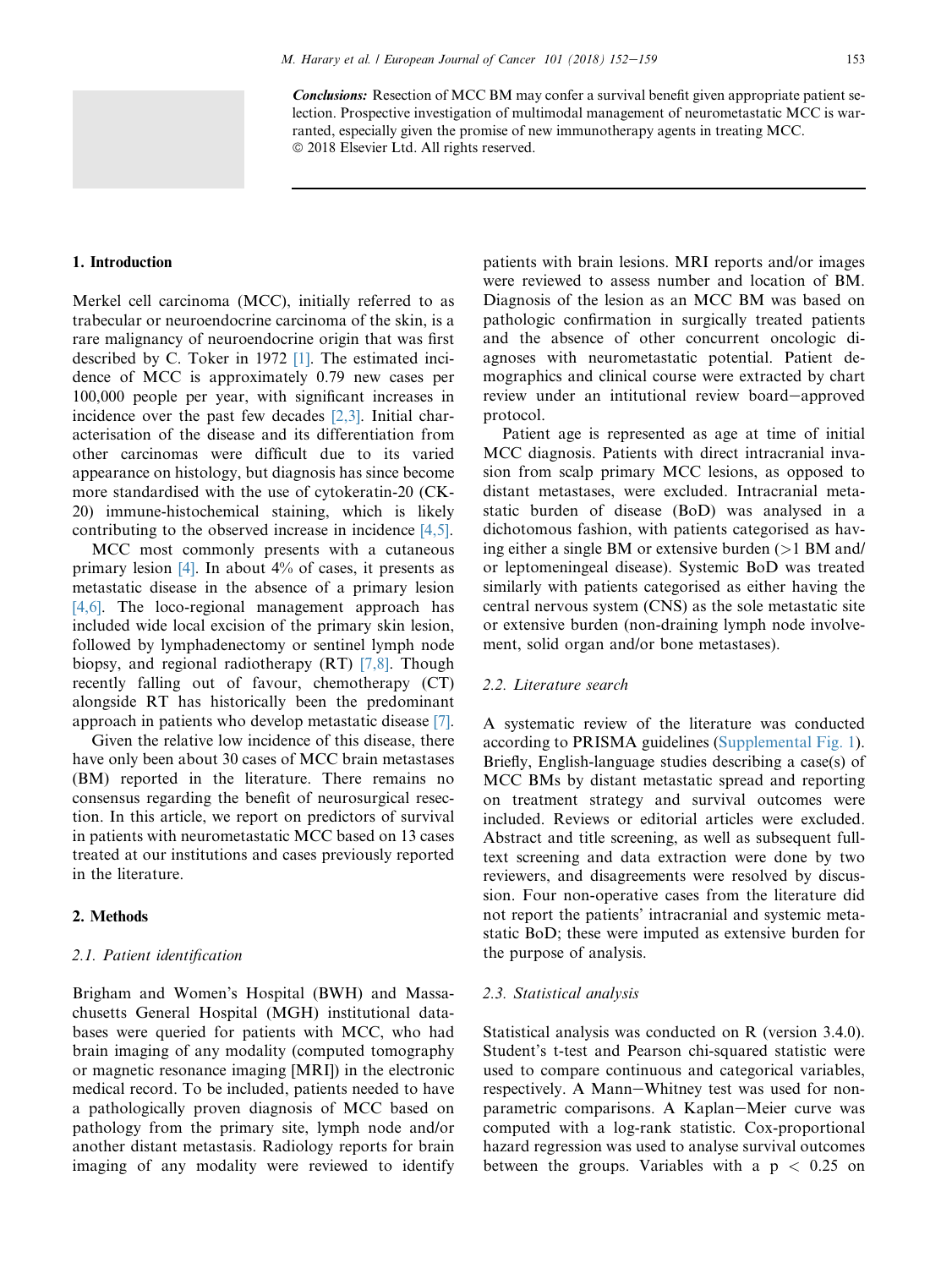**Conclusions:** Resection of MCC BM may confer a survival benefit given appropriate patient selection. Prospective investigation of multimodal management of neurometastatic MCC is warranted, especially given the promise of new immunotherapy agents in treating MCC.
© 2018 Elsevier Ltd. All rights reserved.

## 1. Introduction

Merkel cell carcinoma (MCC), initially referred to as trabecular or neuroendocrine carcinoma of the skin, is a rare malignancy of neuroendocrine origin that was first described by C. Toker in 1972 [1]. The estimated incidence of MCC is approximately 0.79 new cases per 100,000 people per year, with significant increases in incidence over the past few decades [2,3]. Initial characterisation of the disease and its differentiation from other carcinomas were difficult due to its varied appearance on histology, but diagnosis has since become more standardised with the use of cytokeratin-20 (CK-20) immune-histochemical staining, which is likely contributing to the observed increase in incidence [4,5].

MCC most commonly presents with a cutaneous primary lesion [4]. In about 4% of cases, it presents as metastatic disease in the absence of a primary lesion [4,6]. The loco-regional management approach has included wide local excision of the primary skin lesion, followed by lymphadenectomy or sentinel lymph node biopsy, and regional radiotherapy (RT) [7,8]. Though recently falling out of favour, chemotherapy (CT) alongside RT has historically been the predominant approach in patients who develop metastatic disease [7].

Given the relative low incidence of this disease, there have only been about 30 cases of MCC brain metastases (BM) reported in the literature. There remains no consensus regarding the benefit of neurosurgical resection. In this article, we report on predictors of survival in patients with neurometastatic MCC based on 13 cases treated at our institutions and cases previously reported in the literature.

## 2. Methods

### 2.1. Patient identification

Brigham and Women's Hospital (BWH) and Massachusetts General Hospital (MGH) institutional databases were queried for patients with MCC, who had brain imaging of any modality (computed tomography or magnetic resonance imaging [MRI]) in the electronic medical record. To be included, patients needed to have a pathologically proven diagnosis of MCC based on pathology from the primary site, lymph node and/or another distant metastasis. Radiology reports for brain imaging of any modality were reviewed to identify patients with brain lesions. MRI reports and/or images were reviewed to assess number and location of BM. Diagnosis of the lesion as an MCC BM was based on pathologic confirmation in surgically treated patients and the absence of other concurrent oncologic diagnoses with neurometastatic potential. Patient demographics and clinical course were extracted by chart review under an intitutional review board–approved protocol.

Patient age is represented as age at time of initial MCC diagnosis. Patients with direct intracranial invasion from scalp primary MCC lesions, as opposed to distant metastases, were excluded. Intracranial metastatic burden of disease (BoD) was analysed in a dichotomous fashion, with patients categorised as having either a single BM or extensive burden (>1 BM and/or leptomeningeal disease). Systemic BoD was treated similarly with patients categorised as either having the central nervous system (CNS) as the sole metastatic site or extensive burden (non-draining lymph node involvement, solid organ and/or bone metastases).

### 2.2. Literature search

A systematic review of the literature was conducted according to PRISMA guidelines (Supplemental Fig. 1). Briefly, English-language studies describing a case(s) of MCC BMs by distant metastatic spread and reporting on treatment strategy and survival outcomes were included. Reviews or editorial articles were excluded. Abstract and title screening, as well as subsequent full-text screening and data extraction were done by two reviewers, and disagreements were resolved by discussion. Four non-operative cases from the literature did not report the patients' intracranial and systemic metastatic BoD; these were imputed as extensive burden for the purpose of analysis.

### 2.3. Statistical analysis

Statistical analysis was conducted on R (version 3.4.0). Student's t-test and Pearson chi-squared statistic were used to compare continuous and categorical variables, respectively. A Mann–Whitney test was used for non-parametric comparisons. A Kaplan–Meier curve was computed with a log-rank statistic. Cox-proportional hazard regression was used to analyse survival outcomes between the groups. Variables with a $p < 0.25$ on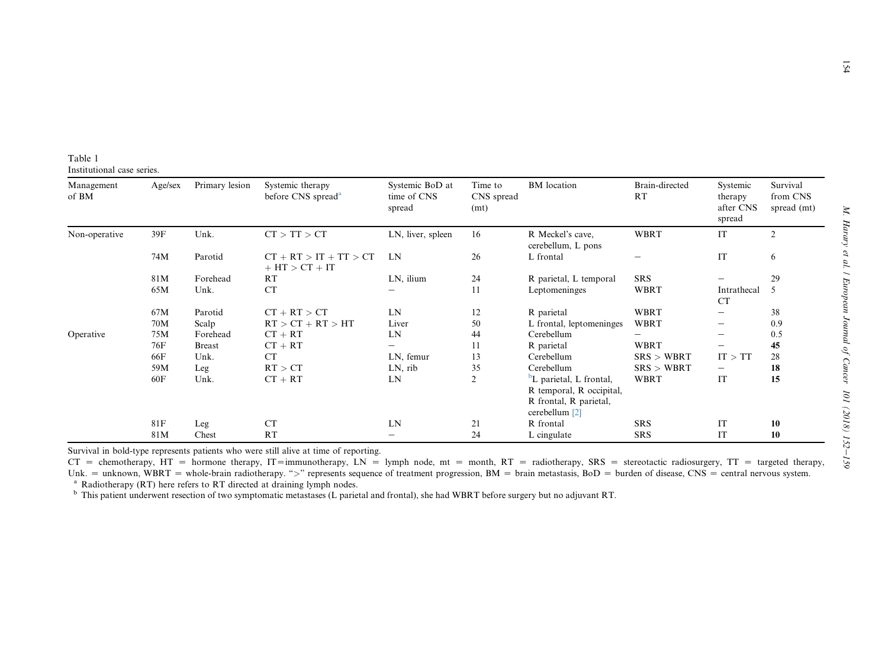Table 1
Institutional case series.

| Management of BM | Age/sex | Primary lesion | Systemic therapy before CNS spread[a] | Systemic BoD at time of CNS spread | Time to CNS spread (mt) | BM location | Brain-directed RT | Systemic therapy after CNS spread | Survival from CNS spread (mt) |
|---|---|---|---|---|---|---|---|---|---|
| Non-operative | 39F | Unk. | CT > TT > CT | LN, liver, spleen | 16 | R Meckel's cave, cerebellum, L pons | WBRT | IT | 2 |
| | 74M | Parotid | CT + RT > IT + TT > CT + HT > CT + IT | LN | 26 | L frontal | – | IT | 6 |
| | 81M | Forehead | RT | LN, ilium | 24 | R parietal, L temporal | SRS | – | 29 |
| | 65M | Unk. | CT | – | 11 | Leptomeninges | WBRT | Intrathecal CT | 5 |
| | 67M | Parotid | CT + RT > CT | LN | 12 | R parietal | WBRT | – | 38 |
| | 70M | Scalp | RT > CT + RT > HT | Liver | 50 | L frontal, leptomeninges | WBRT | – | 0.9 |
| Operative | 75M | Forehead | CT + RT | LN | 44 | Cerebellum | – | – | 0.5 |
| | 76F | Breast | CT + RT | – | 11 | R parietal | WBRT | – | **45** |
| | 66F | Unk. | CT | LN, femur | 13 | Cerebellum | SRS > WBRT | IT > TT | 28 |
| | 59M | Leg | RT > CT | LN, rib | 35 | Cerebellum | SRS > WBRT | – | **18** |
| | 60F | Unk. | CT + RT | LN | 2 | [b]L parietal, L frontal, R temporal, R occipital, R frontal, R parietal, cerebellum [2] | WBRT | IT | **15** |
| | 81F | Leg | CT | LN | 21 | R frontal | SRS | IT | **10** |
| | 81M | Chest | RT | – | 24 | L cingulate | SRS | IT | **10** |

Survival in bold-type represents patients who were still alive at time of reporting.
CT = chemotherapy, HT = hormone therapy, IT=immunotherapy, LN = lymph node, mt = month, RT = radiotherapy, SRS = stereotactic radiosurgery, TT = targeted therapy, Unk. = unknown, WBRT = whole-brain radiotherapy. ">" represents sequence of treatment progression, BM = brain metastasis, BoD = burden of disease, CNS = central nervous system.
[a] Radiotherapy (RT) here refers to RT directed at draining lymph nodes.
[b] This patient underwent resection of two symptomatic metastases (L parietal and frontal), she had WBRT before surgery but no adjuvant RT.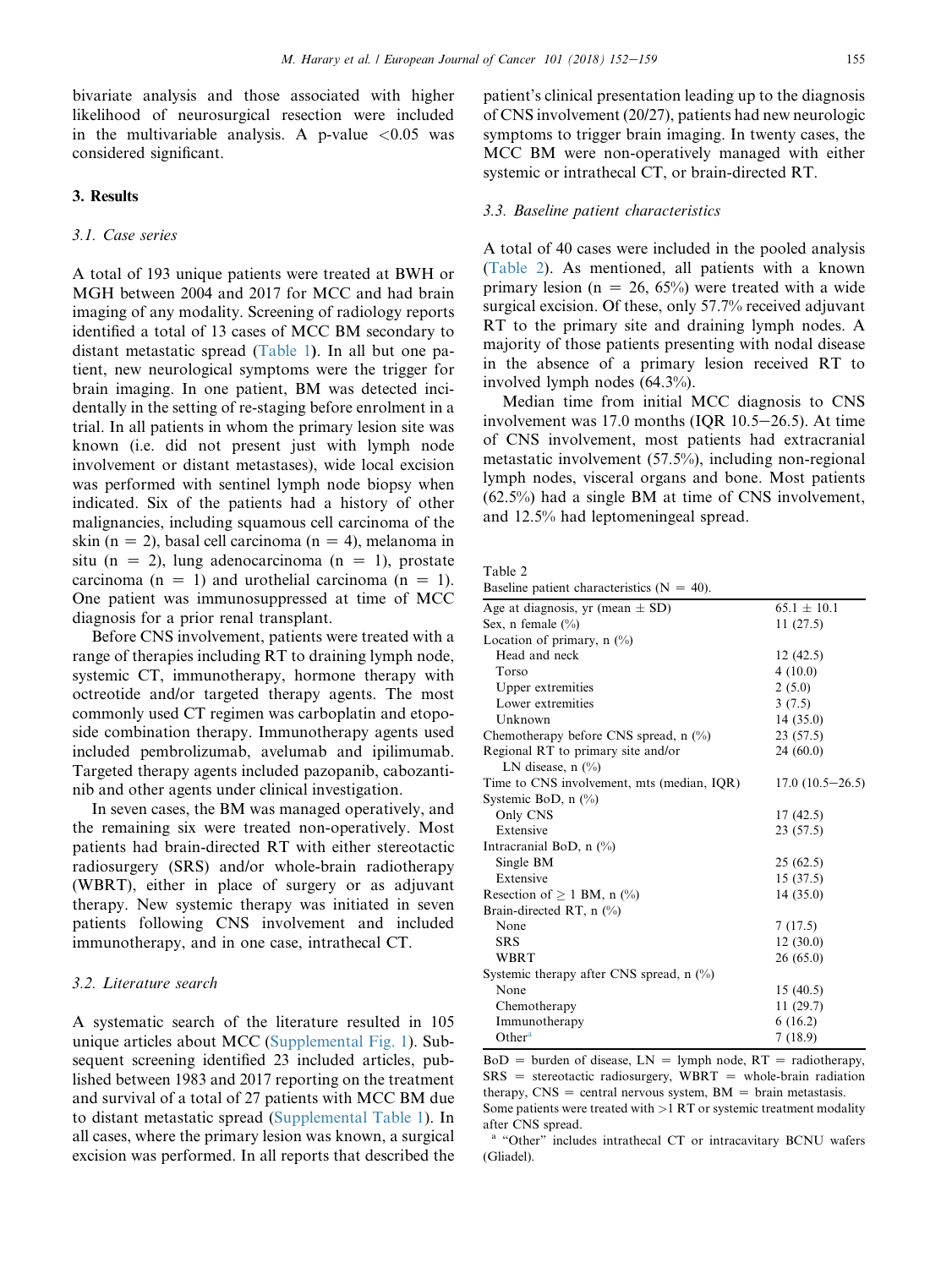bivariate analysis and those associated with higher likelihood of neurosurgical resection were included in the multivariable analysis. A p-value $<0.05$ was considered significant.

### 3. Results

#### 3.1. Case series

A total of 193 unique patients were treated at BWH or MGH between 2004 and 2017 for MCC and had brain imaging of any modality. Screening of radiology reports identified a total of 13 cases of MCC BM secondary to distant metastatic spread (Table 1). In all but one patient, new neurological symptoms were the trigger for brain imaging. In one patient, BM was detected incidentally in the setting of re-staging before enrolment in a trial. In all patients in whom the primary lesion site was known (i.e. did not present just with lymph node involvement or distant metastases), wide local excision was performed with sentinel lymph node biopsy when indicated. Six of the patients had a history of other malignancies, including squamous cell carcinoma of the skin (n = 2), basal cell carcinoma (n = 4), melanoma in situ (n = 2), lung adenocarcinoma (n = 1), prostate carcinoma (n = 1) and urothelial carcinoma (n = 1). One patient was immunosuppressed at time of MCC diagnosis for a prior renal transplant.

Before CNS involvement, patients were treated with a range of therapies including RT to draining lymph node, systemic CT, immunotherapy, hormone therapy with octreotide and/or targeted therapy agents. The most commonly used CT regimen was carboplatin and etoposide combination therapy. Immunotherapy agents used included pembrolizumab, avelumab and ipilimumab. Targeted therapy agents included pazopanib, cabozantinib and other agents under clinical investigation.

In seven cases, the BM was managed operatively, and the remaining six were treated non-operatively. Most patients had brain-directed RT with either stereotactic radiosurgery (SRS) and/or whole-brain radiotherapy (WBRT), either in place of surgery or as adjuvant therapy. New systemic therapy was initiated in seven patients following CNS involvement and included immunotherapy, and in one case, intrathecal CT.

#### 3.2. Literature search

A systematic search of the literature resulted in 105 unique articles about MCC (Supplemental Fig. 1). Subsequent screening identified 23 included articles, published between 1983 and 2017 reporting on the treatment and survival of a total of 27 patients with MCC BM due to distant metastatic spread (Supplemental Table 1). In all cases, where the primary lesion was known, a surgical excision was performed. In all reports that described the patient's clinical presentation leading up to the diagnosis of CNS involvement (20/27), patients had new neurologic symptoms to trigger brain imaging. In twenty cases, the MCC BM were non-operatively managed with either systemic or intrathecal CT, or brain-directed RT.

#### 3.3. Baseline patient characteristics

A total of 40 cases were included in the pooled analysis (Table 2). As mentioned, all patients with a known primary lesion (n = 26, 65%) were treated with a wide surgical excision. Of these, only 57.7% received adjuvant RT to the primary site and draining lymph nodes. A majority of those patients presenting with nodal disease in the absence of a primary lesion received RT to involved lymph nodes (64.3%).

Median time from initial MCC diagnosis to CNS involvement was 17.0 months (IQR 10.5–26.5). At time of CNS involvement, most patients had extracranial metastatic involvement (57.5%), including non-regional lymph nodes, visceral organs and bone. Most patients (62.5%) had a single BM at time of CNS involvement, and 12.5% had leptomeningeal spread.

Table 2
Baseline patient characteristics (N = 40).

| | |
|---|---|
| Age at diagnosis, yr (mean ± SD) | 65.1 ± 10.1 |
| Sex, n female (%) | 11 (27.5) |
| Location of primary, n (%) | |
| Head and neck | 12 (42.5) |
| Torso | 4 (10.0) |
| Upper extremities | 2 (5.0) |
| Lower extremities | 3 (7.5) |
| Unknown | 14 (35.0) |
| Chemotherapy before CNS spread, n (%) | 23 (57.5) |
| Regional RT to primary site and/or LN disease, n (%) | 24 (60.0) |
| Time to CNS involvement, mts (median, IQR) | 17.0 (10.5–26.5) |
| Systemic BoD, n (%) | |
| Only CNS | 17 (42.5) |
| Extensive | 23 (57.5) |
| Intracranial BoD, n (%) | |
| Single BM | 25 (62.5) |
| Extensive | 15 (37.5) |
| Resection of ≥ 1 BM, n (%) | 14 (35.0) |
| Brain-directed RT, n (%) | |
| None | 7 (17.5) |
| SRS | 12 (30.0) |
| WBRT | 26 (65.0) |
| Systemic therapy after CNS spread, n (%) | |
| None | 15 (40.5) |
| Chemotherapy | 11 (29.7) |
| Immunotherapy | 6 (16.2) |
| Other[a] | 7 (18.9) |

BoD = burden of disease, LN = lymph node, RT = radiotherapy, SRS = stereotactic radiosurgery, WBRT = whole-brain radiation therapy, CNS = central nervous system, BM = brain metastasis. Some patients were treated with >1 RT or systemic treatment modality after CNS spread.

[a] "Other" includes intrathecal CT or intracavitary BCNU wafers (Gliadel).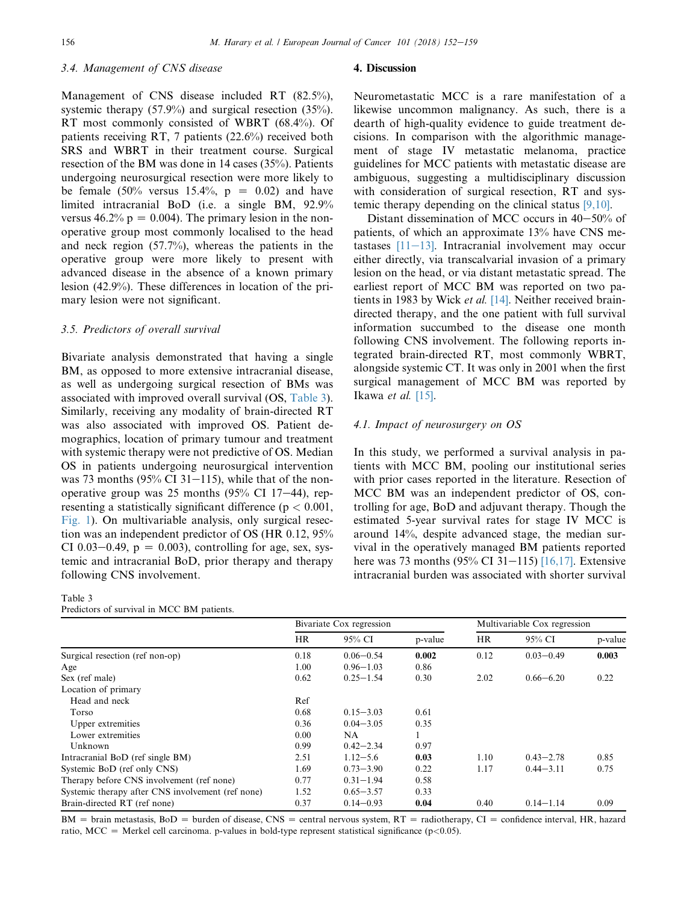### 3.4. Management of CNS disease

Management of CNS disease included RT (82.5%), systemic therapy (57.9%) and surgical resection (35%). RT most commonly consisted of WBRT (68.4%). Of patients receiving RT, 7 patients (22.6%) received both SRS and WBRT in their treatment course. Surgical resection of the BM was done in 14 cases (35%). Patients undergoing neurosurgical resection were more likely to be female (50% versus 15.4%, $p = 0.02$) and have limited intracranial BoD (i.e. a single BM, 92.9% versus 46.2% $p = 0.004$). The primary lesion in the non-operative group most commonly localised to the head and neck region (57.7%), whereas the patients in the operative group were more likely to present with advanced disease in the absence of a known primary lesion (42.9%). These differences in location of the primary lesion were not significant.

### 3.5. Predictors of overall survival

Bivariate analysis demonstrated that having a single BM, as opposed to more extensive intracranial disease, as well as undergoing surgical resection of BMs was associated with improved overall survival (OS, Table 3). Similarly, receiving any modality of brain-directed RT was also associated with improved OS. Patient demographics, location of primary tumour and treatment with systemic therapy were not predictive of OS. Median OS in patients undergoing neurosurgical intervention was 73 months (95% CI 31–115), while that of the non-operative group was 25 months (95% CI 17–44), representing a statistically significant difference ($p < 0.001$, Fig. 1). On multivariable analysis, only surgical resection was an independent predictor of OS (HR 0.12, 95% CI 0.03–0.49, $p = 0.003$), controlling for age, sex, systemic and intracranial BoD, prior therapy and therapy following CNS involvement.

## 4. Discussion

Neurometastatic MCC is a rare manifestation of a likewise uncommon malignancy. As such, there is a dearth of high-quality evidence to guide treatment decisions. In comparison with the algorithmic management of stage IV metastatic melanoma, practice guidelines for MCC patients with metastatic disease are ambiguous, suggesting a multidisciplinary discussion with consideration of surgical resection, RT and systemic therapy depending on the clinical status [9,10].

Distant dissemination of MCC occurs in 40–50% of patients, of which an approximate 13% have CNS metastases [11–13]. Intracranial involvement may occur either directly, via transcalvarial invasion of a primary lesion on the head, or via distant metastatic spread. The earliest report of MCC BM was reported on two patients in 1983 by Wick *et al.* [14]. Neither received brain-directed therapy, and the one patient with full survival information succumbed to the disease one month following CNS involvement. The following reports integrated brain-directed RT, most commonly WBRT, alongside systemic CT. It was only in 2001 when the first surgical management of MCC BM was reported by Ikawa *et al.* [15].

### 4.1. Impact of neurosurgery on OS

In this study, we performed a survival analysis in patients with MCC BM, pooling our institutional series with prior cases reported in the literature. Resection of MCC BM was an independent predictor of OS, controlling for age, BoD and adjuvant therapy. Though the estimated 5-year survival rates for stage IV MCC is around 14%, despite advanced stage, the median survival in the operatively managed BM patients reported here was 73 months (95% CI 31–115) [16,17]. Extensive intracranial burden was associated with shorter survival

Table 3
Predictors of survival in MCC BM patients.

| | Bivariate Cox regression | | | Multivariable Cox regression | | |
|---|---|---|---|---|---|---|
| | HR | 95% CI | p-value | HR | 95% CI | p-value |
| Surgical resection (ref non-op) | 0.18 | 0.06–0.54 | **0.002** | 0.12 | 0.03–0.49 | **0.003** |
| Age | 1.00 | 0.96–1.03 | 0.86 | | | |
| Sex (ref male) | 0.62 | 0.25–1.54 | 0.30 | 2.02 | 0.66–6.20 | 0.22 |
| Location of primary | | | | | | |
| Head and neck | Ref | | | | | |
| Torso | 0.68 | 0.15–3.03 | 0.61 | | | |
| Upper extremities | 0.36 | 0.04–3.05 | 0.35 | | | |
| Lower extremities | 0.00 | NA | 1 | | | |
| Unknown | 0.99 | 0.42–2.34 | 0.97 | | | |
| Intracranial BoD (ref single BM) | 2.51 | 1.12–5.6 | **0.03** | 1.10 | 0.43–2.78 | 0.85 |
| Systemic BoD (ref only CNS) | 1.69 | 0.73–3.90 | 0.22 | 1.17 | 0.44–3.11 | 0.75 |
| Therapy before CNS involvement (ref none) | 0.77 | 0.31–1.94 | 0.58 | | | |
| Systemic therapy after CNS involvement (ref none) | 1.52 | 0.65–3.57 | 0.33 | | | |
| Brain-directed RT (ref none) | 0.37 | 0.14–0.93 | **0.04** | 0.40 | 0.14–1.14 | 0.09 |

BM = brain metastasis, BoD = burden of disease, CNS = central nervous system, RT = radiotherapy, CI = confidence interval, HR, hazard ratio, MCC = Merkel cell carcinoma. p-values in bold-type represent statistical significance ($p<0.05$).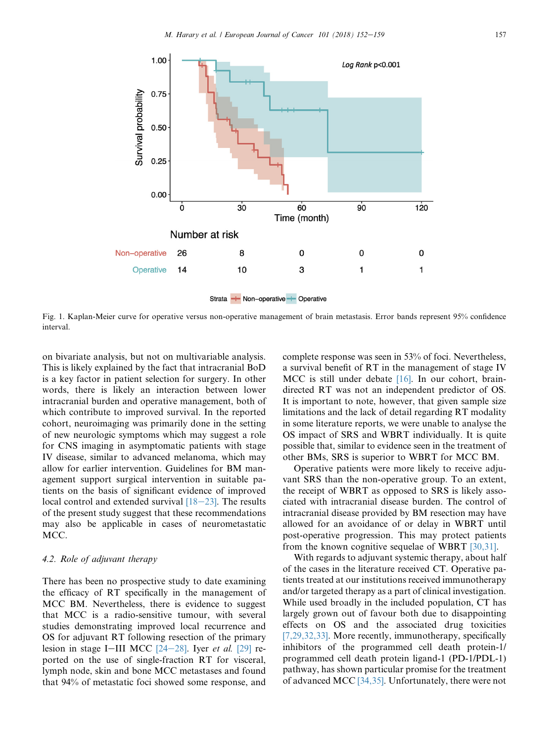Fig. 1. Kaplan-Meier curve for operative versus non-operative management of brain metastasis. Error bands represent 95% confidence interval.

on bivariate analysis, but not on multivariable analysis. This is likely explained by the fact that intracranial BoD is a key factor in patient selection for surgery. In other words, there is likely an interaction between lower intracranial burden and operative management, both of which contribute to improved survival. In the reported cohort, neuroimaging was primarily done in the setting of new neurologic symptoms which may suggest a role for CNS imaging in asymptomatic patients with stage IV disease, similar to advanced melanoma, which may allow for earlier intervention. Guidelines for BM management support surgical intervention in suitable patients on the basis of significant evidence of improved local control and extended survival [18–23]. The results of the present study suggest that these recommendations may also be applicable in cases of neurometastatic MCC.

### 4.2. Role of adjuvant therapy

There has been no prospective study to date examining the efficacy of RT specifically in the management of MCC BM. Nevertheless, there is evidence to suggest that MCC is a radio-sensitive tumour, with several studies demonstrating improved local recurrence and OS for adjuvant RT following resection of the primary lesion in stage I–III MCC [24–28]. Iyer *et al.* [29] reported on the use of single-fraction RT for visceral, lymph node, skin and bone MCC metastases and found that 94% of metastatic foci showed some response, and complete response was seen in 53% of foci. Nevertheless, a survival benefit of RT in the management of stage IV MCC is still under debate [16]. In our cohort, brain-directed RT was not an independent predictor of OS. It is important to note, however, that given sample size limitations and the lack of detail regarding RT modality in some literature reports, we were unable to analyse the OS impact of SRS and WBRT individually. It is quite possible that, similar to evidence seen in the treatment of other BMs, SRS is superior to WBRT for MCC BM.

Operative patients were more likely to receive adjuvant SRS than the non-operative group. To an extent, the receipt of WBRT as opposed to SRS is likely associated with intracranial disease burden. The control of intracranial disease provided by BM resection may have allowed for an avoidance of or delay in WBRT until post-operative progression. This may protect patients from the known cognitive sequelae of WBRT [30,31].

With regards to adjuvant systemic therapy, about half of the cases in the literature received CT. Operative patients treated at our institutions received immunotherapy and/or targeted therapy as a part of clinical investigation. While used broadly in the included population, CT has largely grown out of favour both due to disappointing effects on OS and the associated drug toxicities [7,29,32,33]. More recently, immunotherapy, specifically inhibitors of the programmed cell death protein-1/programmed cell death protein ligand-1 (PD-1/PDL-1) pathway, has shown particular promise for the treatment of advanced MCC [34,35]. Unfortunately, there were not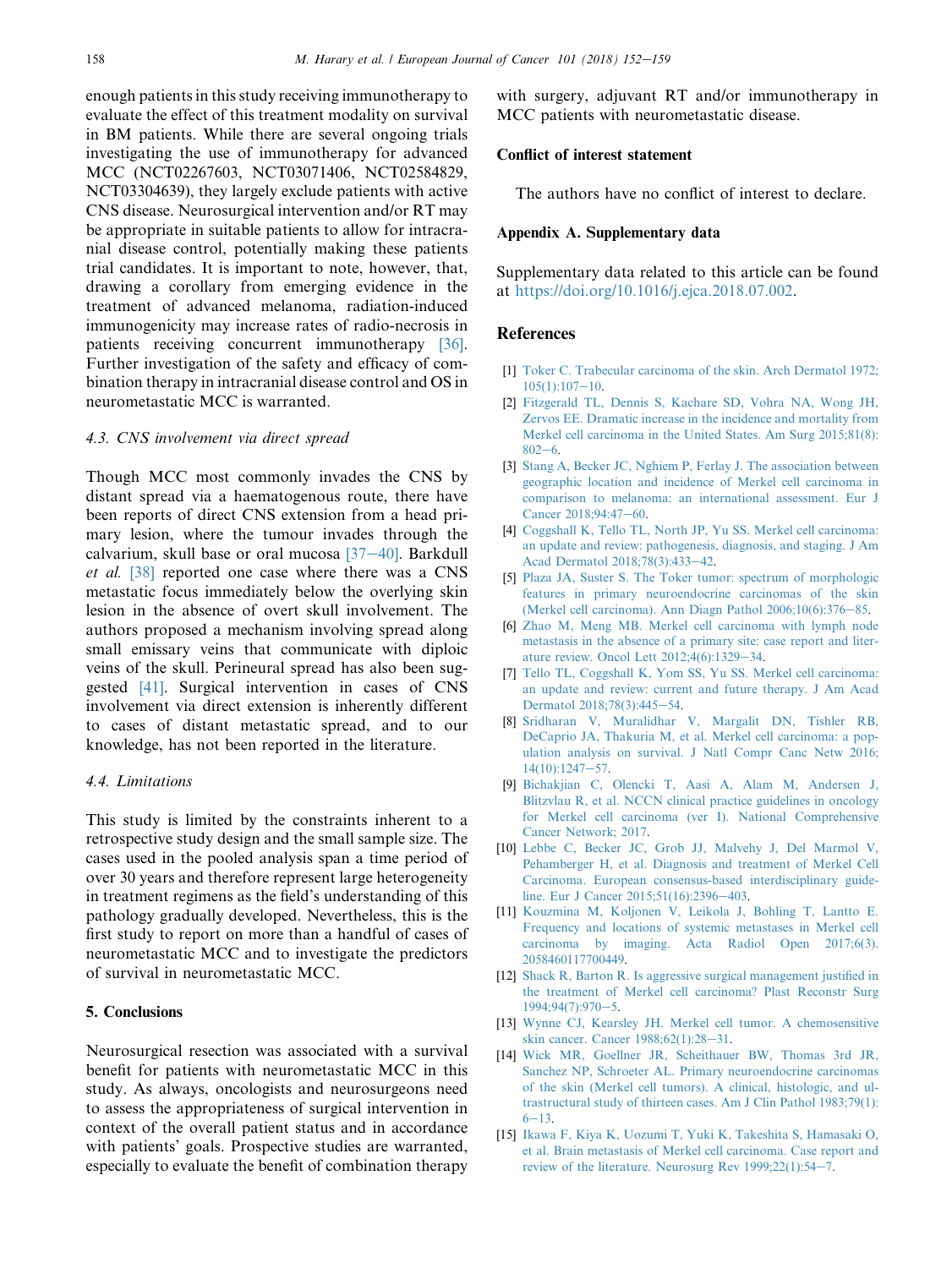enough patients in this study receiving immunotherapy to evaluate the effect of this treatment modality on survival in BM patients. While there are several ongoing trials investigating the use of immunotherapy for advanced MCC (NCT02267603, NCT03071406, NCT02584829, NCT03304639), they largely exclude patients with active CNS disease. Neurosurgical intervention and/or RT may be appropriate in suitable patients to allow for intracranial disease control, potentially making these patients trial candidates. It is important to note, however, that, drawing a corollary from emerging evidence in the treatment of advanced melanoma, radiation-induced immunogenicity may increase rates of radio-necrosis in patients receiving concurrent immunotherapy [36]. Further investigation of the safety and efficacy of combination therapy in intracranial disease control and OS in neurometastatic MCC is warranted.

### 4.3. CNS involvement via direct spread

Though MCC most commonly invades the CNS by distant spread via a haematogenous route, there have been reports of direct CNS extension from a head primary lesion, where the tumour invades through the calvarium, skull base or oral mucosa [37–40]. Barkdull *et al.* [38] reported one case where there was a CNS metastatic focus immediately below the overlying skin lesion in the absence of overt skull involvement. The authors proposed a mechanism involving spread along small emissary veins that communicate with diploic veins of the skull. Perineural spread has also been suggested [41]. Surgical intervention in cases of CNS involvement via direct extension is inherently different to cases of distant metastatic spread, and to our knowledge, has not been reported in the literature.

### 4.4. Limitations

This study is limited by the constraints inherent to a retrospective study design and the small sample size. The cases used in the pooled analysis span a time period of over 30 years and therefore represent large heterogeneity in treatment regimens as the field's understanding of this pathology gradually developed. Nevertheless, this is the first study to report on more than a handful of cases of neurometastatic MCC and to investigate the predictors of survival in neurometastatic MCC.

## 5. Conclusions

Neurosurgical resection was associated with a survival benefit for patients with neurometastatic MCC in this study. As always, oncologists and neurosurgeons need to assess the appropriateness of surgical intervention in context of the overall patient status and in accordance with patients' goals. Prospective studies are warranted, especially to evaluate the benefit of combination therapy with surgery, adjuvant RT and/or immunotherapy in MCC patients with neurometastatic disease.

## Conflict of interest statement

The authors have no conflict of interest to declare.

## Appendix A. Supplementary data

Supplementary data related to this article can be found at https://doi.org/10.1016/j.ejca.2018.07.002.

## References

[1] Toker C. Trabecular carcinoma of the skin. Arch Dermatol 1972; 105(1):107–10.

[2] Fitzgerald TL, Dennis S, Kachare SD, Vohra NA, Wong JH, Zervos EE. Dramatic increase in the incidence and mortality from Merkel cell carcinoma in the United States. Am Surg 2015;81(8): 802–6.

[3] Stang A, Becker JC, Nghiem P, Ferlay J. The association between geographic location and incidence of Merkel cell carcinoma in comparison to melanoma: an international assessment. Eur J Cancer 2018;94:47–60.

[4] Coggshall K, Tello TL, North JP, Yu SS. Merkel cell carcinoma: an update and review: pathogenesis, diagnosis, and staging. J Am Acad Dermatol 2018;78(3):433–42.

[5] Plaza JA, Suster S. The Toker tumor: spectrum of morphologic features in primary neuroendocrine carcinomas of the skin (Merkel cell carcinoma). Ann Diagn Pathol 2006;10(6):376–85.

[6] Zhao M, Meng MB. Merkel cell carcinoma with lymph node metastasis in the absence of a primary site: case report and literature review. Oncol Lett 2012;4(6):1329–34.

[7] Tello TL, Coggshall K, Yom SS, Yu SS. Merkel cell carcinoma: an update and review: current and future therapy. J Am Acad Dermatol 2018;78(3):445–54.

[8] Sridharan V, Muralidhar V, Margalit DN, Tishler RB, DeCaprio JA, Thakuria M, et al. Merkel cell carcinoma: a population analysis on survival. J Natl Compr Canc Netw 2016; 14(10):1247–57.

[9] Bichakjian C, Olencki T, Aasi A, Alam M, Andersen J, Blitzvlau R, et al. NCCN clinical practice guidelines in oncology for Merkel cell carcinoma (ver I). National Comprehensive Cancer Network; 2017.

[10] Lebbe C, Becker JC, Grob JJ, Malvehy J, Del Marmol V, Pehamberger H, et al. Diagnosis and treatment of Merkel Cell Carcinoma. European consensus-based interdisciplinary guideline. Eur J Cancer 2015;51(16):2396–403.

[11] Kouzmina M, Koljonen V, Leikola J, Bohling T, Lantto E. Frequency and locations of systemic metastases in Merkel cell carcinoma by imaging. Acta Radiol Open 2017;6(3). 2058460117700449.

[12] Shack R, Barton R. Is aggressive surgical management justified in the treatment of Merkel cell carcinoma? Plast Reconstr Surg 1994;94(7):970–5.

[13] Wynne CJ, Kearsley JH. Merkel cell tumor. A chemosensitive skin cancer. Cancer 1988;62(1):28–31.

[14] Wick MR, Goellner JR, Scheithauer BW, Thomas 3rd JR, Sanchez NP, Schroeter AL. Primary neuroendocrine carcinomas of the skin (Merkel cell tumors). A clinical, histologic, and ultrastructural study of thirteen cases. Am J Clin Pathol 1983;79(1): 6–13.

[15] Ikawa F, Kiya K, Uozumi T, Yuki K, Takeshita S, Hamasaki O, et al. Brain metastasis of Merkel cell carcinoma. Case report and review of the literature. Neurosurg Rev 1999;22(1):54–7.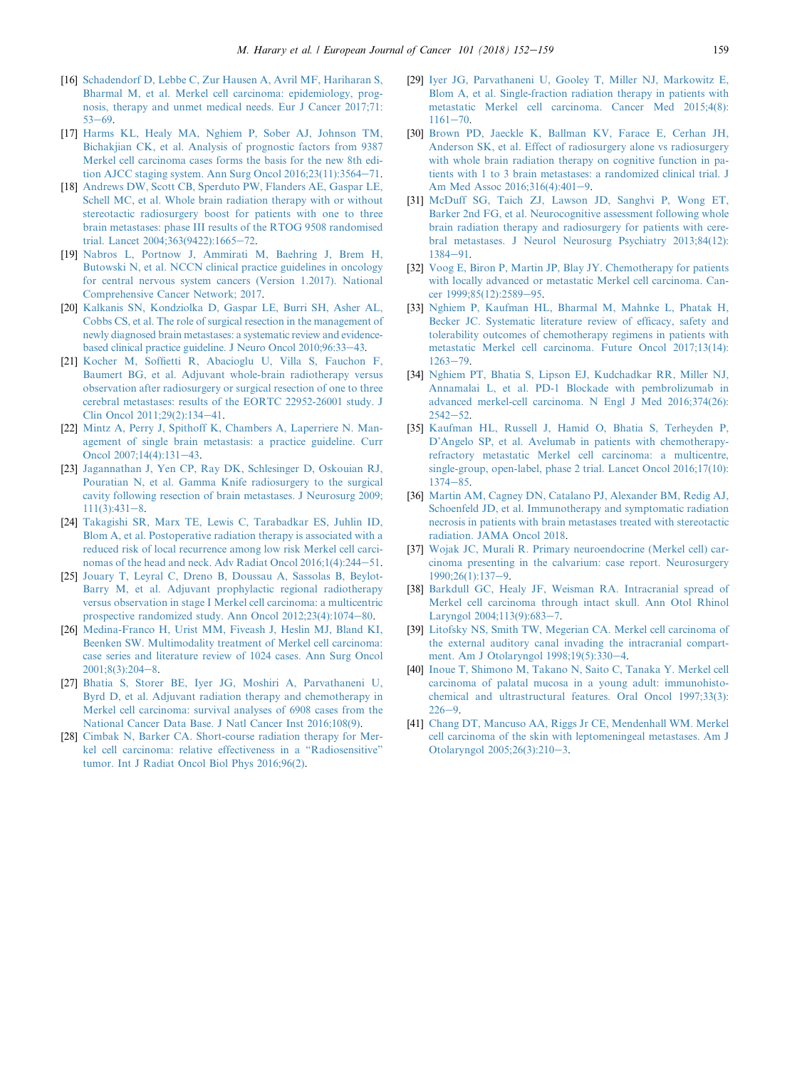[16] Schadendorf D, Lebbe C, Zur Hausen A, Avril MF, Hariharan S, Bharmal M, et al. Merkel cell carcinoma: epidemiology, prognosis, therapy and unmet medical needs. Eur J Cancer 2017;71:53–69.

[17] Harms KL, Healy MA, Nghiem P, Sober AJ, Johnson TM, Bichakjian CK, et al. Analysis of prognostic factors from 9387 Merkel cell carcinoma cases forms the basis for the new 8th edition AJCC staging system. Ann Surg Oncol 2016;23(11):3564–71.

[18] Andrews DW, Scott CB, Sperduto PW, Flanders AE, Gaspar LE, Schell MC, et al. Whole brain radiation therapy with or without stereotactic radiosurgery boost for patients with one to three brain metastases: phase III results of the RTOG 9508 randomised trial. Lancet 2004;363(9422):1665–72.

[19] Nabros L, Portnow J, Ammirati M, Baehring J, Brem H, Butowski N, et al. NCCN clinical practice guidelines in oncology for central nervous system cancers (Version 1.2017). National Comprehensive Cancer Network; 2017.

[20] Kalkanis SN, Kondziolka D, Gaspar LE, Burri SH, Asher AL, Cobbs CS, et al. The role of surgical resection in the management of newly diagnosed brain metastases: a systematic review and evidence-based clinical practice guideline. J Neuro Oncol 2010;96:33–43.

[21] Kocher M, Soffietti R, Abacioglu U, Villa S, Fauchon F, Baumert BG, et al. Adjuvant whole-brain radiotherapy versus observation after radiosurgery or surgical resection of one to three cerebral metastases: results of the EORTC 22952-26001 study. J Clin Oncol 2011;29(2):134–41.

[22] Mintz A, Perry J, Spithoff K, Chambers A, Laperriere N. Management of single brain metastasis: a practice guideline. Curr Oncol 2007;14(4):131–43.

[23] Jagannathan J, Yen CP, Ray DK, Schlesinger D, Oskouian RJ, Pouratian N, et al. Gamma Knife radiosurgery to the surgical cavity following resection of brain metastases. J Neurosurg 2009;111(3):431–8.

[24] Takagishi SR, Marx TE, Lewis C, Tarabadkar ES, Juhlin ID, Blom A, et al. Postoperative radiation therapy is associated with a reduced risk of local recurrence among low risk Merkel cell carcinomas of the head and neck. Adv Radiat Oncol 2016;1(4):244–51.

[25] Jouary T, Leyral C, Dreno B, Doussau A, Sassolas B, Beylot-Barry M, et al. Adjuvant prophylactic regional radiotherapy versus observation in stage I Merkel cell carcinoma: a multicentric prospective randomized study. Ann Oncol 2012;23(4):1074–80.

[26] Medina-Franco H, Urist MM, Fiveash J, Heslin MJ, Bland KI, Beenken SW. Multimodality treatment of Merkel cell carcinoma: case series and literature review of 1024 cases. Ann Surg Oncol 2001;8(3):204–8.

[27] Bhatia S, Storer BE, Iyer JG, Moshiri A, Parvathaneni U, Byrd D, et al. Adjuvant radiation therapy and chemotherapy in Merkel cell carcinoma: survival analyses of 6908 cases from the National Cancer Data Base. J Natl Cancer Inst 2016;108(9).

[28] Cimbak N, Barker CA. Short-course radiation therapy for Merkel cell carcinoma: relative effectiveness in a "Radiosensitive" tumor. Int J Radiat Oncol Biol Phys 2016;96(2).

[29] Iyer JG, Parvathaneni U, Gooley T, Miller NJ, Markowitz E, Blom A, et al. Single-fraction radiation therapy in patients with metastatic Merkel cell carcinoma. Cancer Med 2015;4(8):1161–70.

[30] Brown PD, Jaeckle K, Ballman KV, Farace E, Cerhan JH, Anderson SK, et al. Effect of radiosurgery alone vs radiosurgery with whole brain radiation therapy on cognitive function in patients with 1 to 3 brain metastases: a randomized clinical trial. J Am Med Assoc 2016;316(4):401–9.

[31] McDuff SG, Taich ZJ, Lawson JD, Sanghvi P, Wong ET, Barker 2nd FG, et al. Neurocognitive assessment following whole brain radiation therapy and radiosurgery for patients with cerebral metastases. J Neurol Neurosurg Psychiatry 2013;84(12):1384–91.

[32] Voog E, Biron P, Martin JP, Blay JY. Chemotherapy for patients with locally advanced or metastatic Merkel cell carcinoma. Cancer 1999;85(12):2589–95.

[33] Nghiem P, Kaufman HL, Bharmal M, Mahnke L, Phatak H, Becker JC. Systematic literature review of efficacy, safety and tolerability outcomes of chemotherapy regimens in patients with metastatic Merkel cell carcinoma. Future Oncol 2017;13(14):1263–79.

[34] Nghiem PT, Bhatia S, Lipson EJ, Kudchadkar RR, Miller NJ, Annamalai L, et al. PD-1 Blockade with pembrolizumab in advanced merkel-cell carcinoma. N Engl J Med 2016;374(26):2542–52.

[35] Kaufman HL, Russell J, Hamid O, Bhatia S, Terheyden P, D'Angelo SP, et al. Avelumab in patients with chemotherapy-refractory metastatic Merkel cell carcinoma: a multicentre, single-group, open-label, phase 2 trial. Lancet Oncol 2016;17(10):1374–85.

[36] Martin AM, Cagney DN, Catalano PJ, Alexander BM, Redig AJ, Schoenfeld JD, et al. Immunotherapy and symptomatic radiation necrosis in patients with brain metastases treated with stereotactic radiation. JAMA Oncol 2018.

[37] Wojak JC, Murali R. Primary neuroendocrine (Merkel cell) carcinoma presenting in the calvarium: case report. Neurosurgery 1990;26(1):137–9.

[38] Barkdull GC, Healy JF, Weisman RA. Intracranial spread of Merkel cell carcinoma through intact skull. Ann Otol Rhinol Laryngol 2004;113(9):683–7.

[39] Litofsky NS, Smith TW, Megerian CA. Merkel cell carcinoma of the external auditory canal invading the intracranial compartment. Am J Otolaryngol 1998;19(5):330–4.

[40] Inoue T, Shimono M, Takano N, Saito C, Tanaka Y. Merkel cell carcinoma of palatal mucosa in a young adult: immunohistochemical and ultrastructural features. Oral Oncol 1997;33(3):226–9.

[41] Chang DT, Mancuso AA, Riggs Jr CE, Mendenhall WM. Merkel cell carcinoma of the skin with leptomeningeal metastases. Am J Otolaryngol 2005;26(3):210–3.